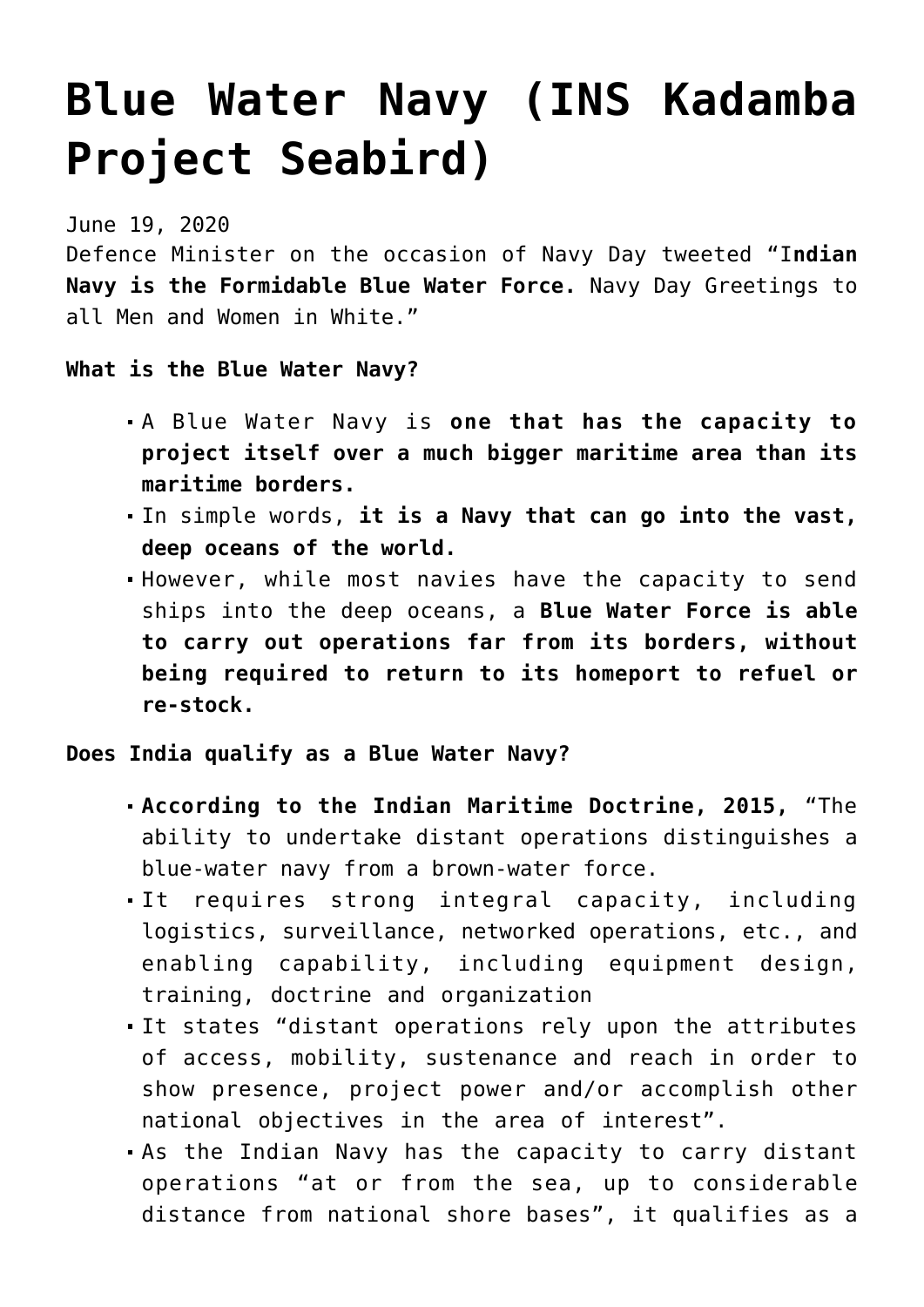# Blue Water Navy (INS Kadamba Project Seabird)

June 19, 2020

Defence Minister on the occasion of Navy Day tweeted "I**ndian Navy is the Formidable Blue Water Force.** Navy Day Greetings to all Men and Women in White."

**What is the Blue Water Navy?**

- A Blue Water Navy is **one that has the capacity to project itself over a much bigger maritime area than its maritime borders.**
- In simple words, **it is a Navy that can go into the vast, deep oceans of the world.**
- However, while most navies have the capacity to send ships into the deep oceans, a **Blue Water Force is able to carry out operations far from its borders, without being required to return to its homeport to refuel or re-stock.**

**Does India qualify as a Blue Water Navy?**

- **According to the Indian Maritime Doctrine, 2015,** "The ability to undertake distant operations distinguishes a blue-water navy from a brown-water force.
- It requires strong integral capacity, including logistics, surveillance, networked operations, etc., and enabling capability, including equipment design, training, doctrine and organization
- It states "distant operations rely upon the attributes of access, mobility, sustenance and reach in order to show presence, project power and/or accomplish other national objectives in the area of interest".
- As the Indian Navy has the capacity to carry distant operations "at or from the sea, up to considerable distance from national shore bases", it qualifies as a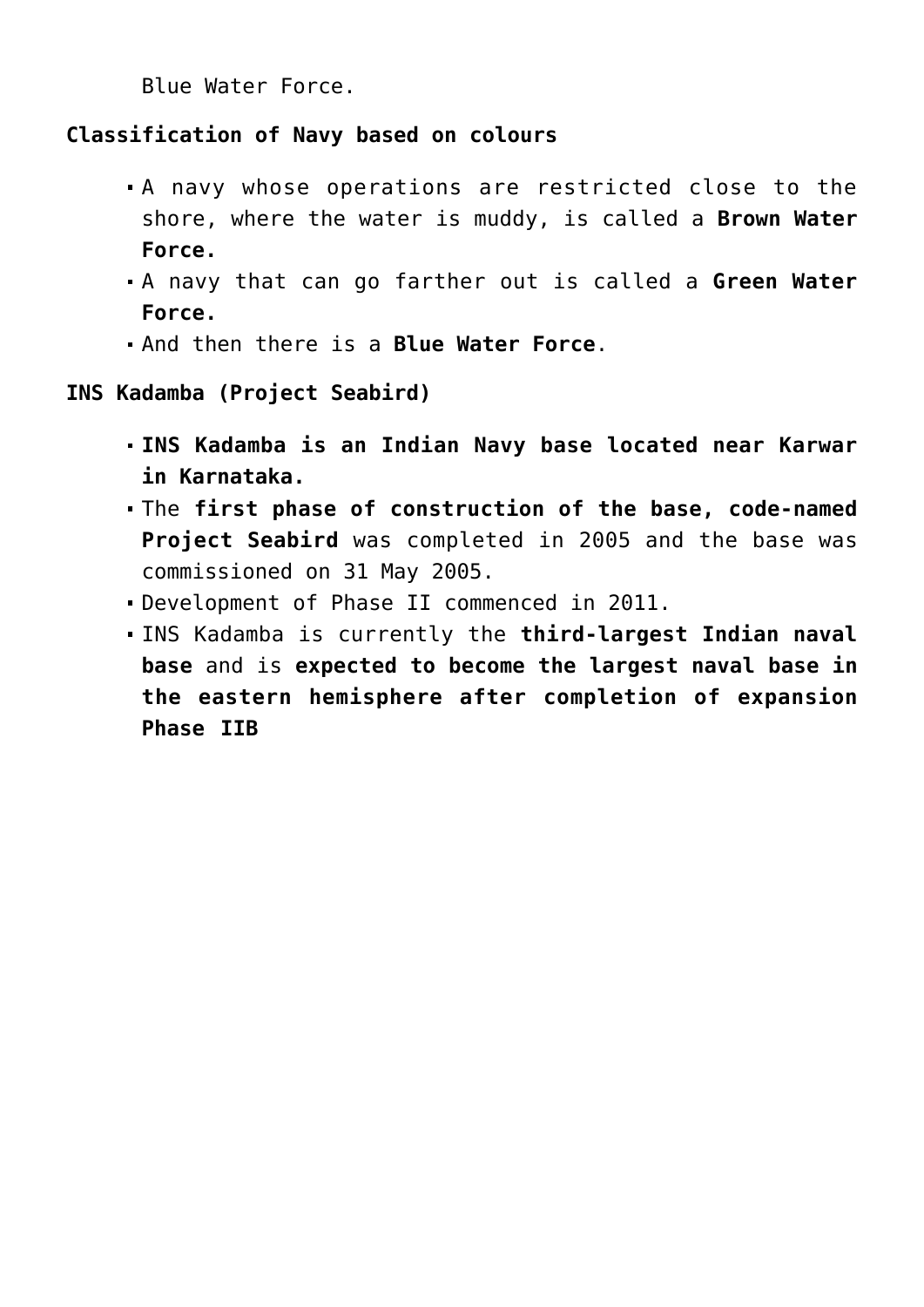Blue Water Force.

**Classification of Navy based on colours**

- A navy whose operations are restricted close to the shore, where the water is muddy, is called a **Brown Water Force.**
- A navy that can go farther out is called a **Green Water Force.**
- And then there is a **Blue Water Force**.

**INS Kadamba (Project Seabird)**

- **INS Kadamba is an Indian Navy base located near Karwar in Karnataka.**
- The **first phase of construction of the base, code-named Project Seabird** was completed in 2005 and the base was commissioned on 31 May 2005.
- Development of Phase II commenced in 2011.
- INS Kadamba is currently the **third-largest Indian naval base** and is **expected to become the largest naval base in the eastern hemisphere after completion of expansion Phase IIB**